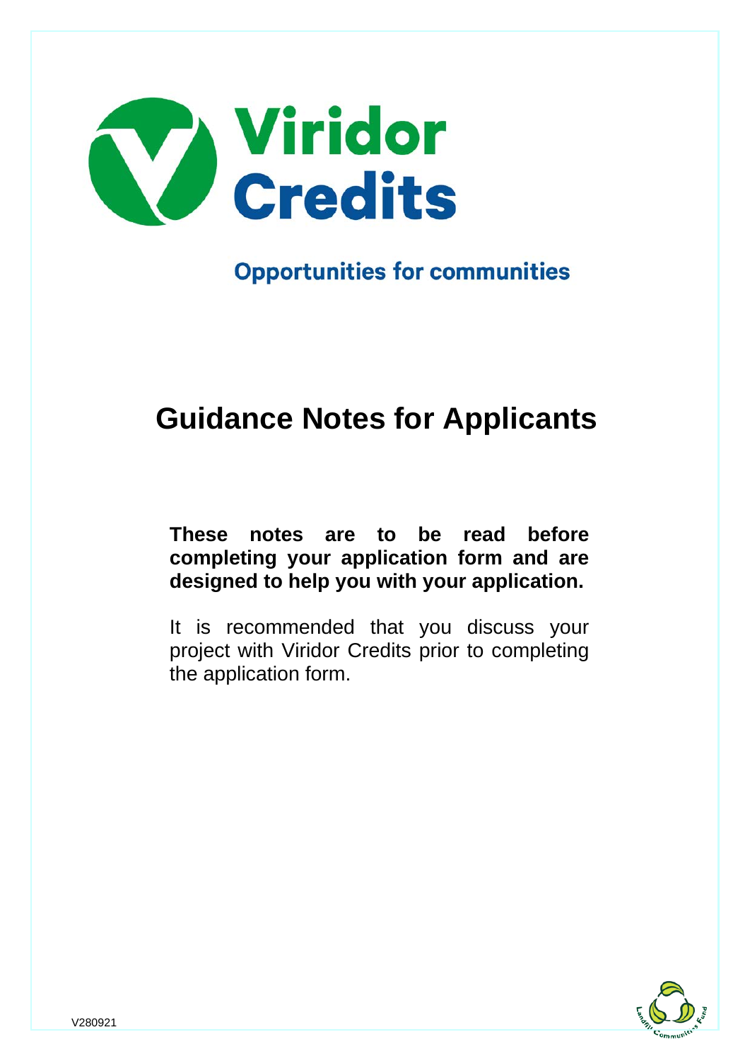# Viridor Credits

**Opportunities for communities**

# Guidance Notes for Applicants

**These notes are to be read before completing your application form and are designed to help you with your application.**

It is recommended that you discuss your project with Viridor Credits prior to completing the application form.

V280921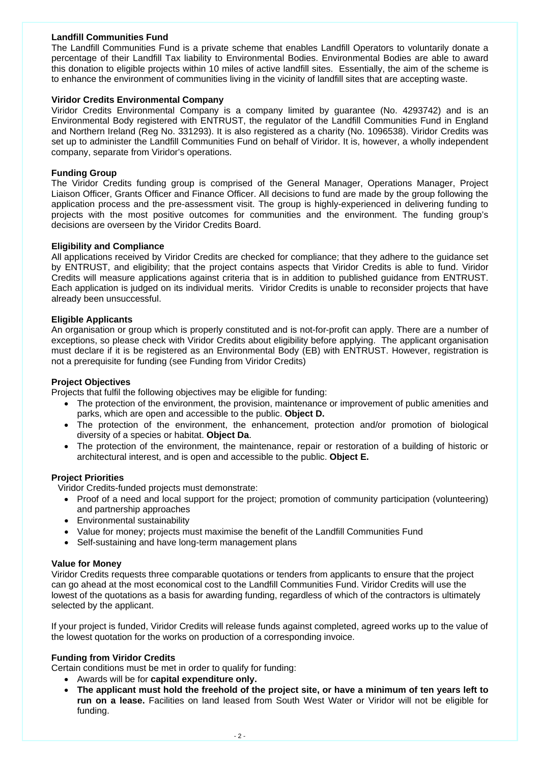### Landfill Communities Fund

The Landfill Communities Fund is a private scheme that enables Landfill Operators to voluntarily donate a percentage of their Landfill Tax liability to Environmental Bodies. Environmental Bodies are able to award this donation to eligible projects within 10 miles of active landfill sites. Essentially, the aim of the scheme is to enhance the environment of communities living in the vicinity of landfill sites that are accepting waste.

### Viridor Credits Environmental Company

Viridor Credits Environmental Company is a company limited by guarantee (No. 4293742) and is an Environmental Body registered with ENTRUST, the regulator of the Landfill Communities Fund in England and Northern Ireland (Reg No. 331293). It is also registered as a charity (No. 1096538). Viridor Credits was set up to administer the Landfill Communities Fund on behalf of Viridor. It is, however, a wholly independent company, separate from Viridor's operations.

### Funding Group

The Viridor Credits funding group is comprised of the General Manager, Operations Manager, Project Liaison Officer, Grants Officer and Finance Officer. All decisions to fund are made by the group following the application process and the pre-assessment visit. The group is highly-experienced in delivering funding to projects with the most positive outcomes for communities and the environment. The funding group's decisions are overseen by the Viridor Credits Board.

### Eligibility and Compliance

All applications received by Viridor Credits are checked for compliance; that they adhere to the guidance set by ENTRUST, and eligibility; that the project contains aspects that Viridor Credits is able to fund. Viridor Credits will measure applications against criteria that is in addition to published guidance from ENTRUST. Each application is judged on its individual merits. Viridor Credits is unable to reconsider projects that have already been unsuccessful.

### Eligible Applicants

An organisation or group which is properly constituted and is not-for-profit can apply. There are a number of exceptions, so please check with Viridor Credits about eligibility before applying. The applicant organisation must declare if it is be registered as an Environmental Body (EB) with ENTRUST. However, registration is not a prerequisite for funding (see Funding from Viridor Credits)

### Project Objectives

Projects that fulfil the following objectives may be eligible for funding:

- The protection of the environment, the provision, maintenance or improvement of public amenities and parks, which are open and accessible to the public. **Object D.**
- The protection of the environment, the enhancement, protection and/or promotion of biological diversity of a species or habitat. **Object Da**.
- The protection of the environment, the maintenance, repair or restoration of a building of historic or architectural interest, and is open and accessible to the public. **Object E.**

### Project Priorities

Viridor Credits-funded projects must demonstrate:

- Proof of a need and local support for the project; promotion of community participation (volunteering) and partnership approaches
- Environmental sustainability
- Value for money; projects must maximise the benefit of the Landfill Communities Fund
- Self-sustaining and have long-term management plans

### Value for Money

Viridor Credits requests three comparable quotations or tenders from applicants to ensure that the project can go ahead at the most economical cost to the Landfill Communities Fund. Viridor Credits will use the lowest of the quotations as a basis for awarding funding, regardless of which of the contractors is ultimately selected by the applicant.

If your project is funded, Viridor Credits will release funds against completed, agreed works up to the value of the lowest quotation for the works on production of a corresponding invoice.

### Funding from Viridor Credits

Certain conditions must be met in order to qualify for funding:

- Awards will be for **capital expenditure only.**
- **The applicant must hold the freehold of the project site, or have a minimum of ten years left to run on a lease.** Facilities on land leased from South West Water or Viridor will not be eligible for funding.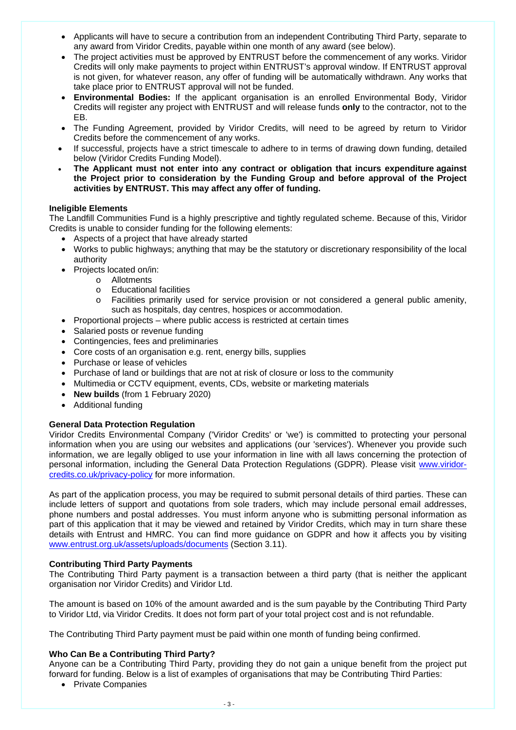- Applicants will have to secure a contribution from an independent Contributing Third Party, separate to any award from Viridor Credits, payable within one month of any award (see below).
- The project activities must be approved by ENTRUST before the commencement of any works. Viridor Credits will only make payments to project within ENTRUST's approval window. If ENTRUST approval is not given, for whatever reason, any offer of funding will be automatically withdrawn. Any works that take place prior to ENTRUST approval will not be funded.
- **Environmental Bodies:** If the applicant organisation is an enrolled Environmental Body, Viridor Credits will register any project with ENTRUST and will release funds **only** to the contractor, not to the EB.
- The Funding Agreement, provided by Viridor Credits, will need to be agreed by return to Viridor Credits before the commencement of any works.
- If successful, projects have a strict timescale to adhere to in terms of drawing down funding, detailed below (Viridor Credits Funding Model).
- **The Applicant must not enter into any contract or obligation that incurs expenditure against the Project prior to consideration by the Funding Group and before approval of the Project activities by ENTRUST. This may affect any offer of funding.**

### Ineligible Elements

The Landfill Communities Fund is a highly prescriptive and tightly regulated scheme. Because of this, Viridor Credits is unable to consider funding for the following elements:

- Aspects of a project that have already started
- Works to public highways; anything that may be the statutory or discretionary responsibility of the local authority
- Projects located on/in:
  - Allotments
  - Educational facilities
  - Facilities primarily used for service provision or not considered a general public amenity, such as hospitals, day centres, hospices or accommodation.
- Proportional projects – where public access is restricted at certain times
- Salaried posts or revenue funding
- Contingencies, fees and preliminaries
- Core costs of an organisation e.g. rent, energy bills, supplies
- Purchase or lease of vehicles
- Purchase of land or buildings that are not at risk of closure or loss to the community
- Multimedia or CCTV equipment, events, CDs, website or marketing materials
- **New builds** (from 1 February 2020)
- Additional funding

### General Data Protection Regulation

Viridor Credits Environmental Company ('Viridor Credits' or 'we') is committed to protecting your personal information when you are using our websites and applications (our 'services'). Whenever you provide such information, we are legally obliged to use your information in line with all laws concerning the protection of personal information, including the General Data Protection Regulations (GDPR). Please visit www.viridor-credits.co.uk/privacy-policy for more information.

As part of the application process, you may be required to submit personal details of third parties. These can include letters of support and quotations from sole traders, which may include personal email addresses, phone numbers and postal addresses. You must inform anyone who is submitting personal information as part of this application that it may be viewed and retained by Viridor Credits, which may in turn share these details with Entrust and HMRC. You can find more guidance on GDPR and how it affects you by visiting www.entrust.org.uk/assets/uploads/documents (Section 3.11).

### Contributing Third Party Payments

The Contributing Third Party payment is a transaction between a third party (that is neither the applicant organisation nor Viridor Credits) and Viridor Ltd.

The amount is based on 10% of the amount awarded and is the sum payable by the Contributing Third Party to Viridor Ltd, via Viridor Credits. It does not form part of your total project cost and is not refundable.

The Contributing Third Party payment must be paid within one month of funding being confirmed.

### Who Can Be a Contributing Third Party?

Anyone can be a Contributing Third Party, providing they do not gain a unique benefit from the project put forward for funding. Below is a list of examples of organisations that may be Contributing Third Parties:

- Private Companies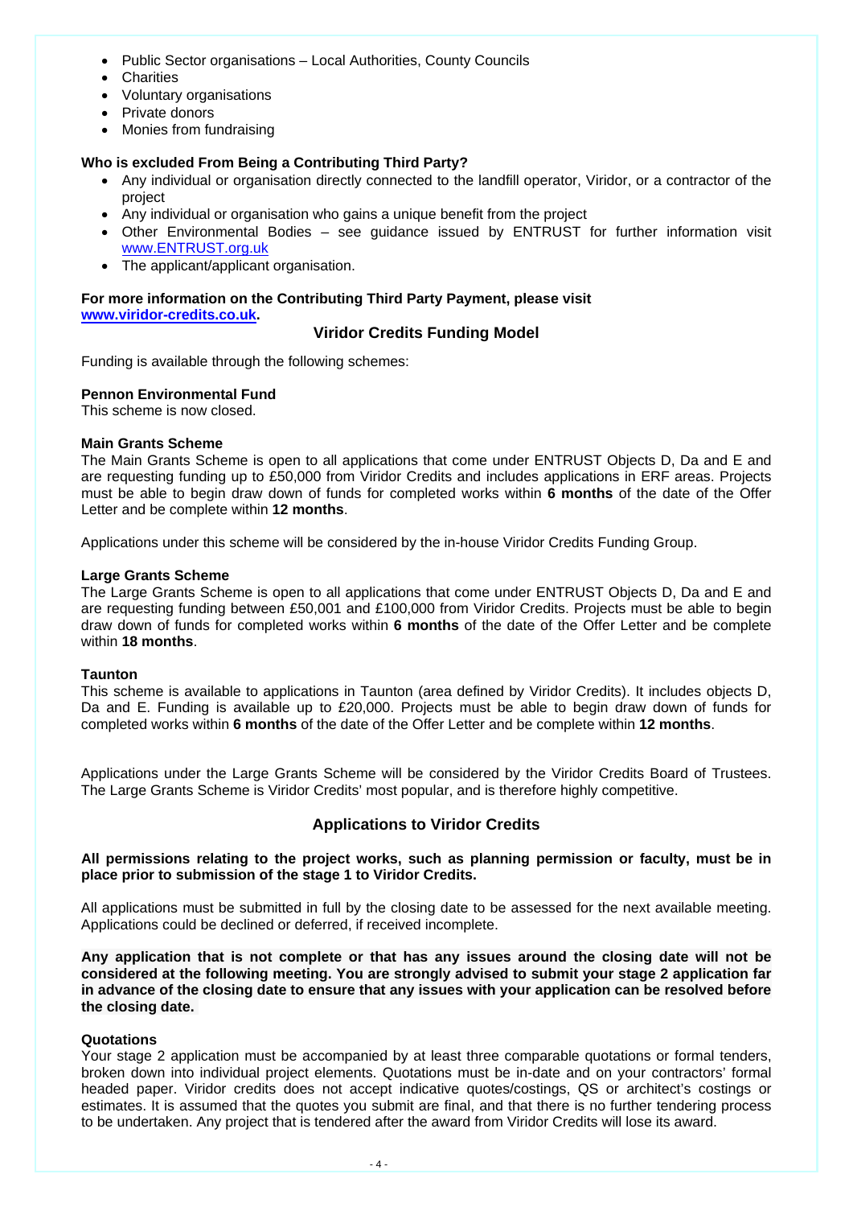- Public Sector organisations – Local Authorities, County Councils
- Charities
- Voluntary organisations
- Private donors
- Monies from fundraising

**Who is excluded From Being a Contributing Third Party?**

- Any individual or organisation directly connected to the landfill operator, Viridor, or a contractor of the project
- Any individual or organisation who gains a unique benefit from the project
- Other Environmental Bodies – see guidance issued by ENTRUST for further information visit www.ENTRUST.org.uk
- The applicant/applicant organisation.

**For more information on the Contributing Third Party Payment, please visit www.viridor-credits.co.uk.**

## Viridor Credits Funding Model

Funding is available through the following schemes:

**Pennon Environmental Fund**
This scheme is now closed.

**Main Grants Scheme**
The Main Grants Scheme is open to all applications that come under ENTRUST Objects D, Da and E and are requesting funding up to £50,000 from Viridor Credits and includes applications in ERF areas. Projects must be able to begin draw down of funds for completed works within **6 months** of the date of the Offer Letter and be complete within **12 months**.

Applications under this scheme will be considered by the in-house Viridor Credits Funding Group.

**Large Grants Scheme**
The Large Grants Scheme is open to all applications that come under ENTRUST Objects D, Da and E and are requesting funding between £50,001 and £100,000 from Viridor Credits. Projects must be able to begin draw down of funds for completed works within **6 months** of the date of the Offer Letter and be complete within **18 months**.

**Taunton**
This scheme is available to applications in Taunton (area defined by Viridor Credits). It includes objects D, Da and E. Funding is available up to £20,000. Projects must be able to begin draw down of funds for completed works within **6 months** of the date of the Offer Letter and be complete within **12 months**.

Applications under the Large Grants Scheme will be considered by the Viridor Credits Board of Trustees. The Large Grants Scheme is Viridor Credits' most popular, and is therefore highly competitive.

## Applications to Viridor Credits

**All permissions relating to the project works, such as planning permission or faculty, must be in place prior to submission of the stage 1 to Viridor Credits.**

All applications must be submitted in full by the closing date to be assessed for the next available meeting. Applications could be declined or deferred, if received incomplete.

**Any application that is not complete or that has any issues around the closing date will not be considered at the following meeting. You are strongly advised to submit your stage 2 application far in advance of the closing date to ensure that any issues with your application can be resolved before the closing date.**

**Quotations**
Your stage 2 application must be accompanied by at least three comparable quotations or formal tenders, broken down into individual project elements. Quotations must be in-date and on your contractors' formal headed paper. Viridor credits does not accept indicative quotes/costings, QS or architect's costings or estimates. It is assumed that the quotes you submit are final, and that there is no further tendering process to be undertaken. Any project that is tendered after the award from Viridor Credits will lose its award.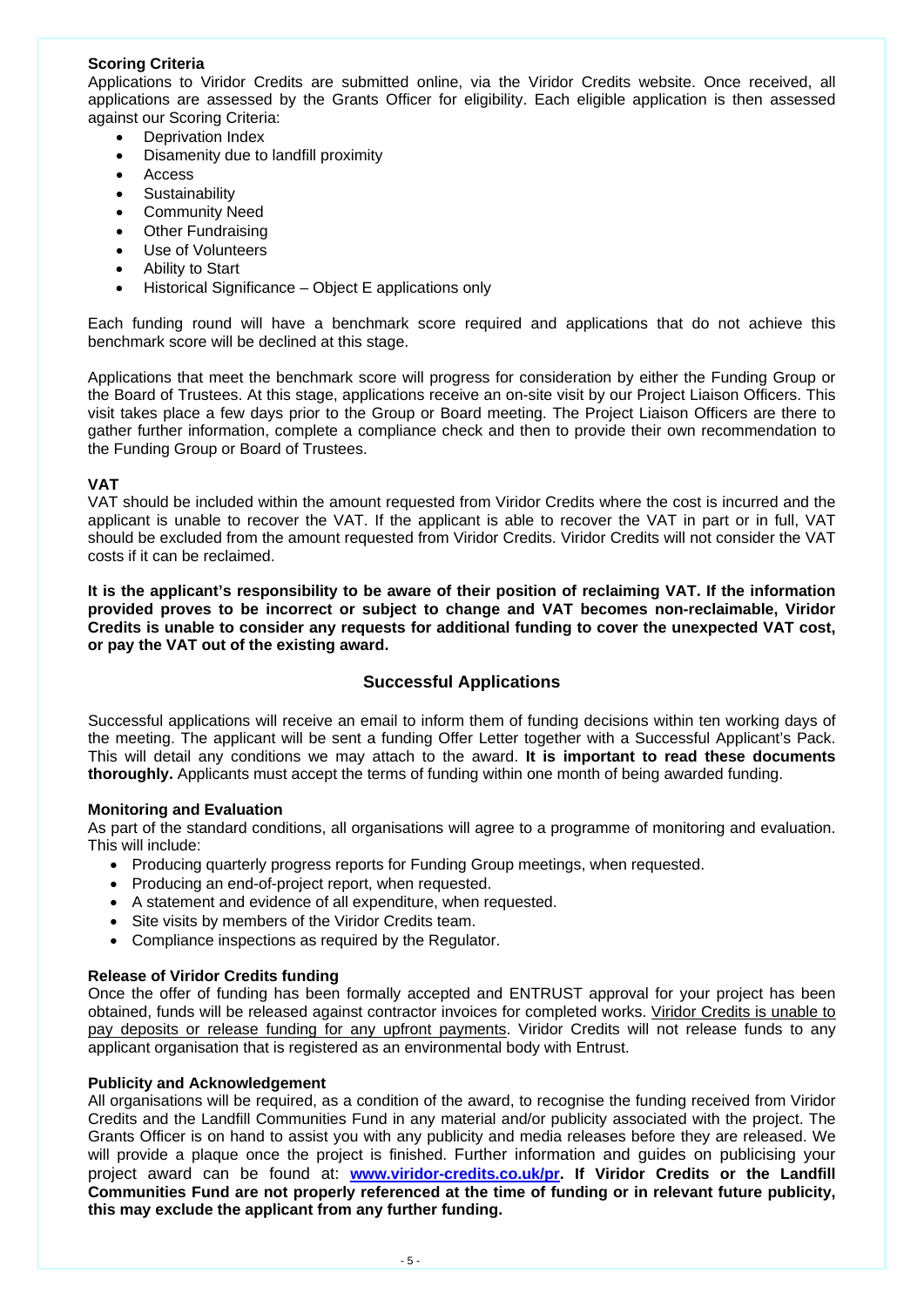### Scoring Criteria

Applications to Viridor Credits are submitted online, via the Viridor Credits website. Once received, all applications are assessed by the Grants Officer for eligibility. Each eligible application is then assessed against our Scoring Criteria:

- Deprivation Index
- Disamenity due to landfill proximity
- Access
- Sustainability
- Community Need
- Other Fundraising
- Use of Volunteers
- Ability to Start
- Historical Significance – Object E applications only

Each funding round will have a benchmark score required and applications that do not achieve this benchmark score will be declined at this stage.

Applications that meet the benchmark score will progress for consideration by either the Funding Group or the Board of Trustees. At this stage, applications receive an on-site visit by our Project Liaison Officers. This visit takes place a few days prior to the Group or Board meeting. The Project Liaison Officers are there to gather further information, complete a compliance check and then to provide their own recommendation to the Funding Group or Board of Trustees.

### VAT

VAT should be included within the amount requested from Viridor Credits where the cost is incurred and the applicant is unable to recover the VAT. If the applicant is able to recover the VAT in part or in full, VAT should be excluded from the amount requested from Viridor Credits. Viridor Credits will not consider the VAT costs if it can be reclaimed.

**It is the applicant's responsibility to be aware of their position of reclaiming VAT. If the information provided proves to be incorrect or subject to change and VAT becomes non-reclaimable, Viridor Credits is unable to consider any requests for additional funding to cover the unexpected VAT cost, or pay the VAT out of the existing award.**

## Successful Applications

Successful applications will receive an email to inform them of funding decisions within ten working days of the meeting. The applicant will be sent a funding Offer Letter together with a Successful Applicant's Pack. This will detail any conditions we may attach to the award. **It is important to read these documents thoroughly.** Applicants must accept the terms of funding within one month of being awarded funding.

### Monitoring and Evaluation

As part of the standard conditions, all organisations will agree to a programme of monitoring and evaluation. This will include:

- Producing quarterly progress reports for Funding Group meetings, when requested.
- Producing an end-of-project report, when requested.
- A statement and evidence of all expenditure, when requested.
- Site visits by members of the Viridor Credits team.
- Compliance inspections as required by the Regulator.

### Release of Viridor Credits funding

Once the offer of funding has been formally accepted and ENTRUST approval for your project has been obtained, funds will be released against contractor invoices for completed works. Viridor Credits is unable to pay deposits or release funding for any upfront payments. Viridor Credits will not release funds to any applicant organisation that is registered as an environmental body with Entrust.

### Publicity and Acknowledgement

All organisations will be required, as a condition of the award, to recognise the funding received from Viridor Credits and the Landfill Communities Fund in any material and/or publicity associated with the project. The Grants Officer is on hand to assist you with any publicity and media releases before they are released. We will provide a plaque once the project is finished. Further information and guides on publicising your project award can be found at: **www.viridor-credits.co.uk/pr. If Viridor Credits or the Landfill Communities Fund are not properly referenced at the time of funding or in relevant future publicity, this may exclude the applicant from any further funding.**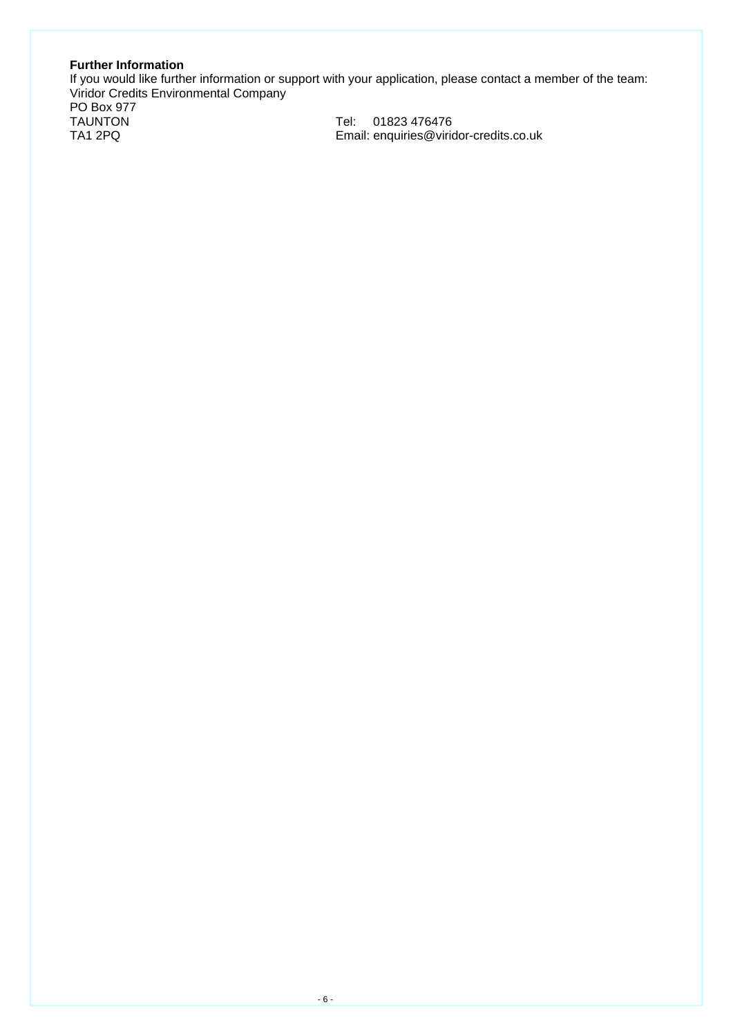**Further Information**

If you would like further information or support with your application, please contact a member of the team:

Viridor Credits Environmental Company
PO Box 977
TAUNTON
TA1 2PQ

Tel: 01823 476476
Email: enquiries@viridor-credits.co.uk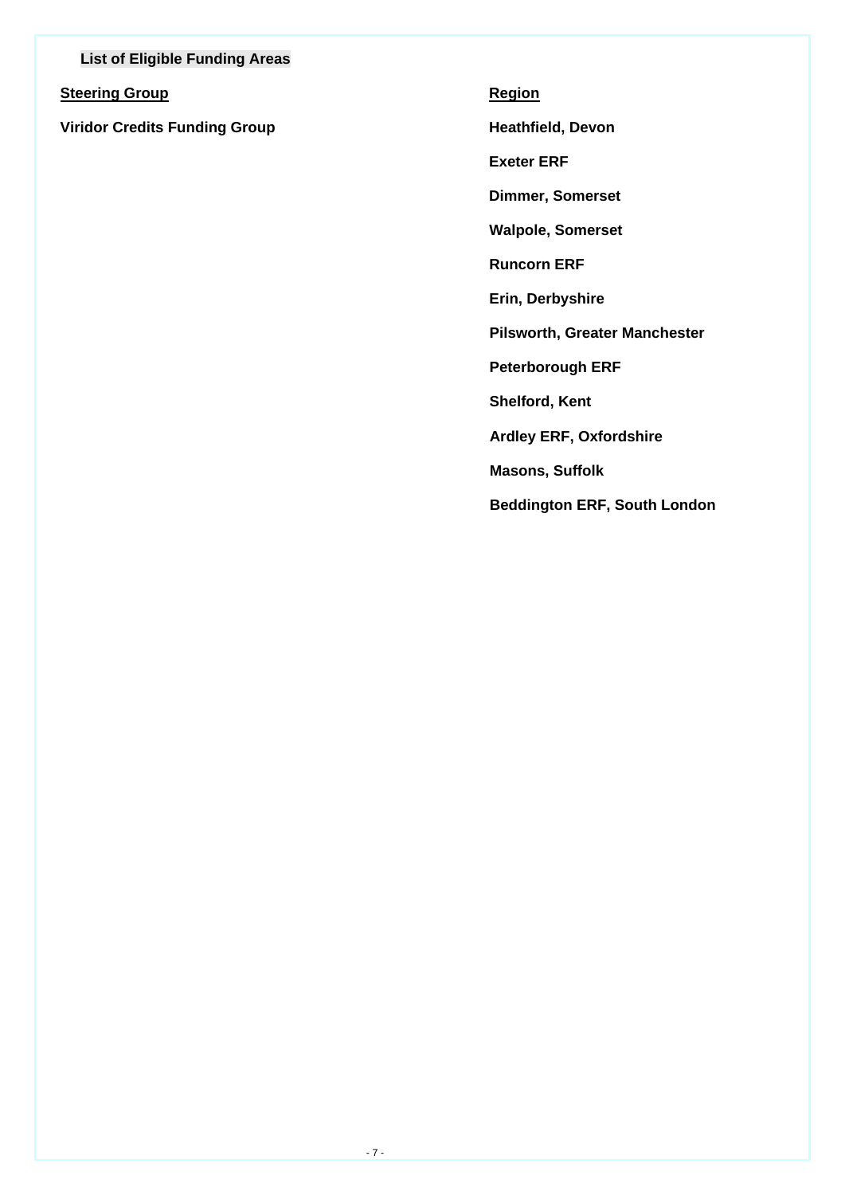**List of Eligible Funding Areas**

| Steering Group | Region |
| --- | --- |
| **Viridor Credits Funding Group** | **Heathfield, Devon** |
| | **Exeter ERF** |
| | **Dimmer, Somerset** |
| | **Walpole, Somerset** |
| | **Runcorn ERF** |
| | **Erin, Derbyshire** |
| | **Pilsworth, Greater Manchester** |
| | **Peterborough ERF** |
| | **Shelford, Kent** |
| | **Ardley ERF, Oxfordshire** |
| | **Masons, Suffolk** |
| | **Beddington ERF, South London** |